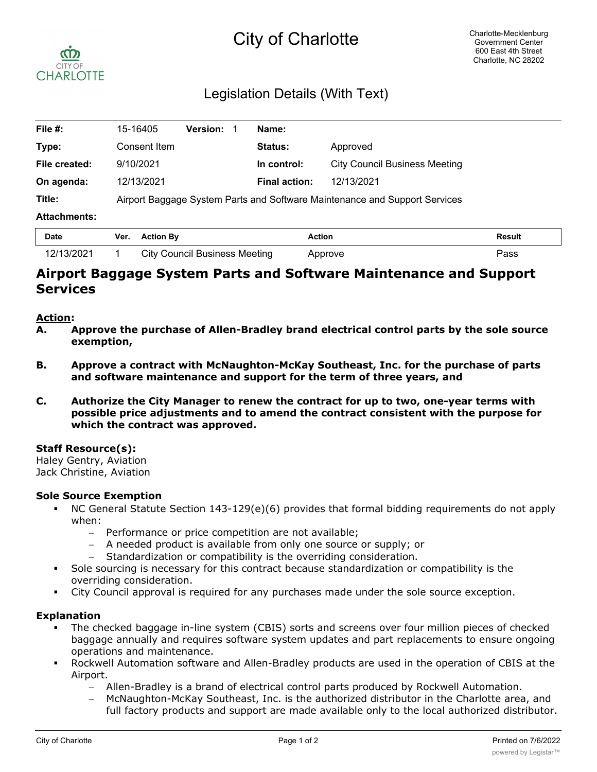# City of Charlotte

Charlotte-Mecklenburg Government Center
600 East 4th Street
Charlotte, NC 28202

## Legislation Details (With Text)

| | | | | | |
|---|---|---|---|---|---|
| **File #:** | 15-16405 | **Version:** 1 | **Name:** | | |
| **Type:** | Consent Item | | **Status:** | Approved | |
| **File created:** | 9/10/2021 | | **In control:** | City Council Business Meeting | |
| **On agenda:** | 12/13/2021 | | **Final action:** | 12/13/2021 | |
| **Title:** | Airport Baggage System Parts and Software Maintenance and Support Services | | | | |
| **Attachments:** | | | | | |

| Date | Ver. | Action By | Action | Result |
|---|---|---|---|---|
| 12/13/2021 | 1 | City Council Business Meeting | Approve | Pass |

# Airport Baggage System Parts and Software Maintenance and Support Services

**Action:**

**A. Approve the purchase of Allen-Bradley brand electrical control parts by the sole source exemption,**

**B. Approve a contract with McNaughton-McKay Southeast, Inc. for the purchase of parts and software maintenance and support for the term of three years, and**

**C. Authorize the City Manager to renew the contract for up to two, one-year terms with possible price adjustments and to amend the contract consistent with the purpose for which the contract was approved.**

**Staff Resource(s):**
Haley Gentry, Aviation
Jack Christine, Aviation

### Sole Source Exemption

- NC General Statute Section 143-129(e)(6) provides that formal bidding requirements do not apply when:
  - Performance or price competition are not available;
  - A needed product is available from only one source or supply; or
  - Standardization or compatibility is the overriding consideration.
- Sole sourcing is necessary for this contract because standardization or compatibility is the overriding consideration.
- City Council approval is required for any purchases made under the sole source exception.

### Explanation

- The checked baggage in-line system (CBIS) sorts and screens over four million pieces of checked baggage annually and requires software system updates and part replacements to ensure ongoing operations and maintenance.
- Rockwell Automation software and Allen-Bradley products are used in the operation of CBIS at the Airport.
  - Allen-Bradley is a brand of electrical control parts produced by Rockwell Automation.
  - McNaughton-McKay Southeast, Inc. is the authorized distributor in the Charlotte area, and full factory products and support are made available only to the local authorized distributor.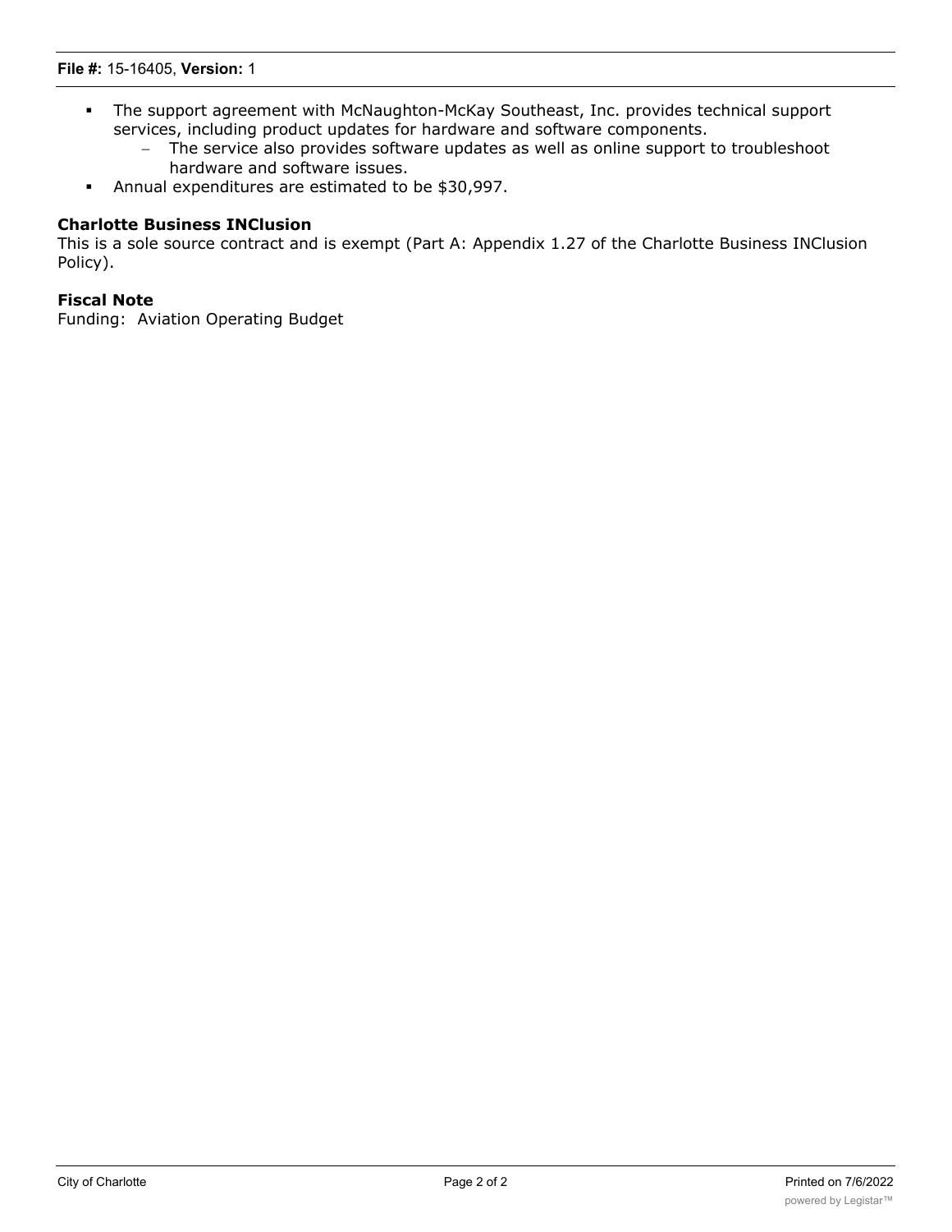- The support agreement with McNaughton-McKay Southeast, Inc. provides technical support services, including product updates for hardware and software components.
  - The service also provides software updates as well as online support to troubleshoot hardware and software issues.
- Annual expenditures are estimated to be $30,997.

**Charlotte Business INClusion**

This is a sole source contract and is exempt (Part A: Appendix 1.27 of the Charlotte Business INClusion Policy).

**Fiscal Note**

Funding: Aviation Operating Budget